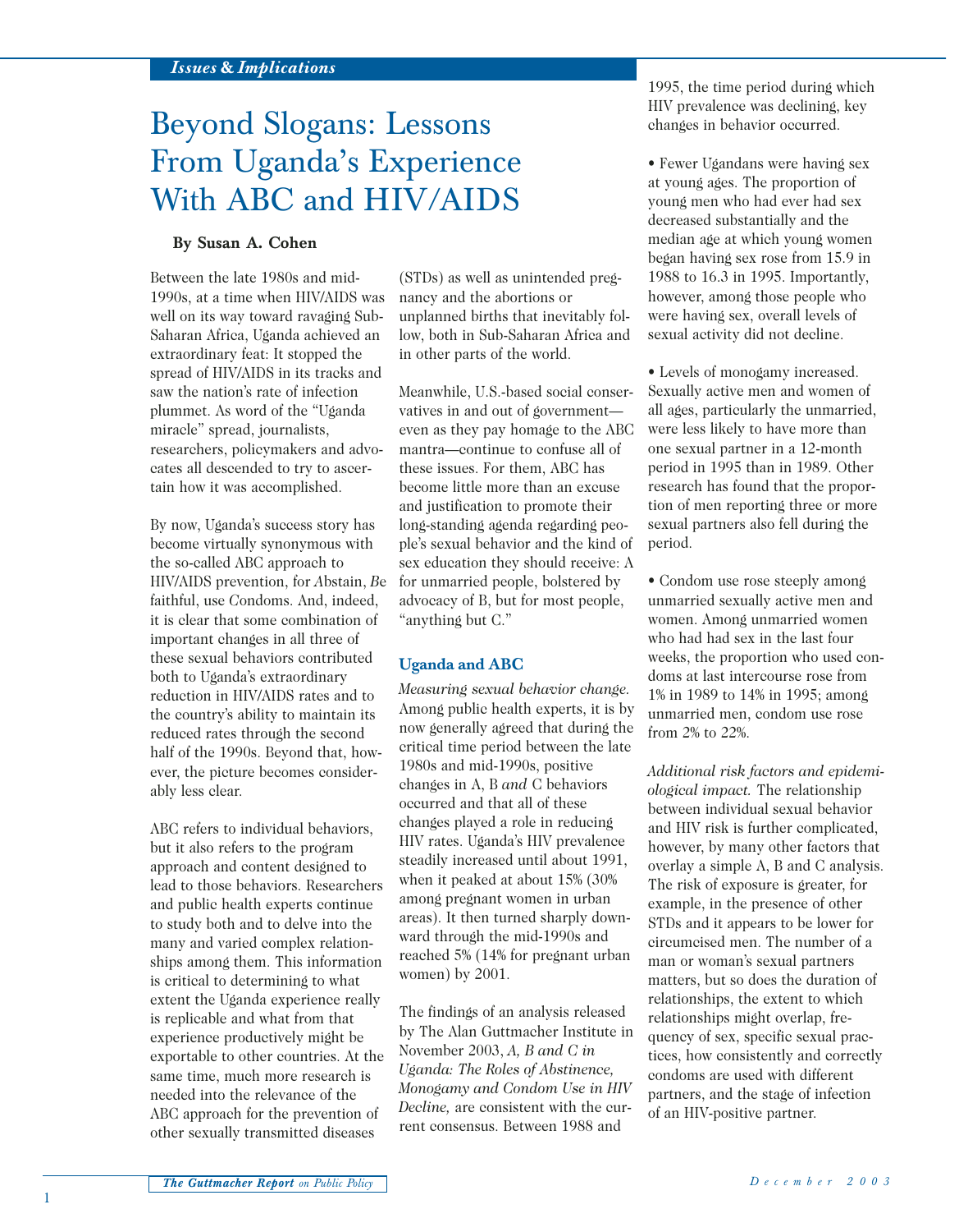# Beyond Slogans: Lessons From Uganda's Experience With ABC and HIV/AIDS

**By Susan A. Cohen**

Between the late 1980s and mid-1990s, at a time when HIV/AIDS was well on its way toward ravaging Sub-Saharan Africa, Uganda achieved an extraordinary feat: It stopped the spread of HIV/AIDS in its tracks and saw the nation's rate of infection plummet. As word of the "Uganda miracle" spread, journalists, researchers, policymakers and advocates all descended to try to ascertain how it was accomplished.

By now, Uganda's success story has become virtually synonymous with the so-called ABC approach to HIV/AIDS prevention, for *A*bstain, *B*e faithful, use *C*ondoms. And, indeed, it is clear that some combination of important changes in all three of these sexual behaviors contributed both to Uganda's extraordinary reduction in HIV/AIDS rates and to the country's ability to maintain its reduced rates through the second half of the 1990s. Beyond that, however, the picture becomes considerably less clear.

ABC refers to individual behaviors, but it also refers to the program approach and content designed to lead to those behaviors. Researchers and public health experts continue to study both and to delve into the many and varied complex relationships among them. This information is critical to determining to what extent the Uganda experience really is replicable and what from that experience productively might be exportable to other countries. At the same time, much more research is needed into the relevance of the ABC approach for the prevention of other sexually transmitted diseases (STDs) as well as unintended pregnancy and the abortions or unplanned births that inevitably follow, both in Sub-Saharan Africa and in other parts of the world.

Meanwhile, U.S.-based social conservatives in and out of government—even as they pay homage to the ABC mantra—continue to confuse all of these issues. For them, ABC has become little more than an excuse and justification to promote their long-standing agenda regarding people's sexual behavior and the kind of sex education they should receive: A for unmarried people, bolstered by advocacy of B, but for most people, "anything but C."

## Uganda and ABC

*Measuring sexual behavior change.* Among public health experts, it is by now generally agreed that during the critical time period between the late 1980s and mid-1990s, positive changes in A, B *and* C behaviors occurred and that all of these changes played a role in reducing HIV rates. Uganda's HIV prevalence steadily increased until about 1991, when it peaked at about 15% (30% among pregnant women in urban areas). It then turned sharply downward through the mid-1990s and reached 5% (14% for pregnant urban women) by 2001.

The findings of an analysis released by The Alan Guttmacher Institute in November 2003, *A, B and C in Uganda: The Roles of Abstinence, Monogamy and Condom Use in HIV Decline,* are consistent with the current consensus. Between 1988 and 1995, the time period during which HIV prevalence was declining, key changes in behavior occurred.

- Fewer Ugandans were having sex at young ages. The proportion of young men who had ever had sex decreased substantially and the median age at which young women began having sex rose from 15.9 in 1988 to 16.3 in 1995. Importantly, however, among those people who were having sex, overall levels of sexual activity did not decline.

- Levels of monogamy increased. Sexually active men and women of all ages, particularly the unmarried, were less likely to have more than one sexual partner in a 12-month period in 1995 than in 1989. Other research has found that the proportion of men reporting three or more sexual partners also fell during the period.

- Condom use rose steeply among unmarried sexually active men and women. Among unmarried women who had had sex in the last four weeks, the proportion who used condoms at last intercourse rose from 1% in 1989 to 14% in 1995; among unmarried men, condom use rose from 2% to 22%.

*Additional risk factors and epidemiological impact.* The relationship between individual sexual behavior and HIV risk is further complicated, however, by many other factors that overlay a simple A, B and C analysis. The risk of exposure is greater, for example, in the presence of other STDs and it appears to be lower for circumcised men. The number of a man or woman's sexual partners matters, but so does the duration of relationships, the extent to which relationships might overlap, frequency of sex, specific sexual practices, how consistently and correctly condoms are used with different partners, and the stage of infection of an HIV-positive partner.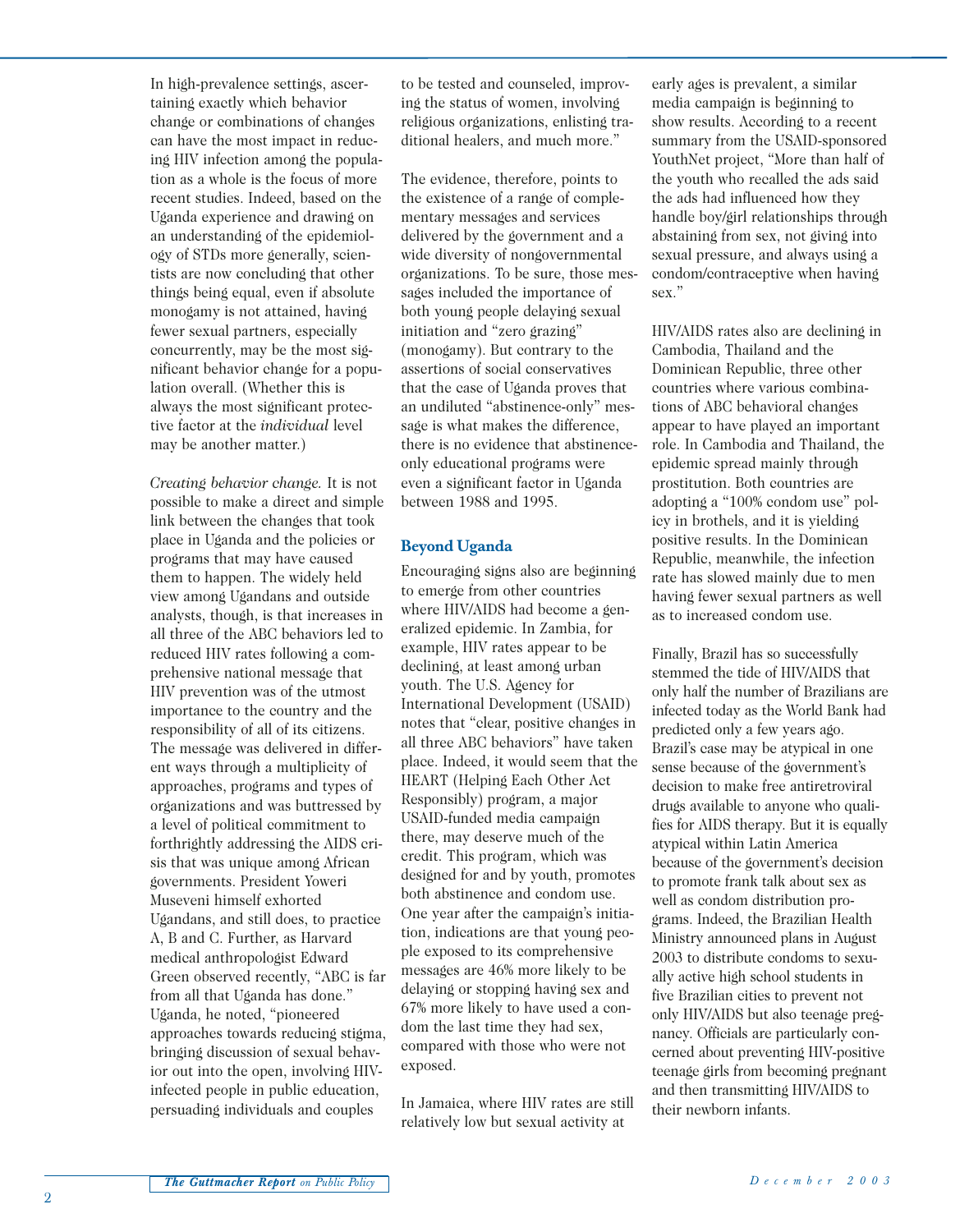In high-prevalence settings, ascertaining exactly which behavior change or combinations of changes can have the most impact in reducing HIV infection among the population as a whole is the focus of more recent studies. Indeed, based on the Uganda experience and drawing on an understanding of the epidemiology of STDs more generally, scientists are now concluding that other things being equal, even if absolute monogamy is not attained, having fewer sexual partners, especially concurrently, may be the most significant behavior change for a population overall. (Whether this is always the most significant protective factor at the *individual* level may be another matter.)

*Creating behavior change.* It is not possible to make a direct and simple link between the changes that took place in Uganda and the policies or programs that may have caused them to happen. The widely held view among Ugandans and outside analysts, though, is that increases in all three of the ABC behaviors led to reduced HIV rates following a comprehensive national message that HIV prevention was of the utmost importance to the country and the responsibility of all of its citizens. The message was delivered in different ways through a multiplicity of approaches, programs and types of organizations and was buttressed by a level of political commitment to forthrightly addressing the AIDS crisis that was unique among African governments. President Yoweri Museveni himself exhorted Ugandans, and still does, to practice A, B and C. Further, as Harvard medical anthropologist Edward Green observed recently, "ABC is far from all that Uganda has done." Uganda, he noted, "pioneered approaches towards reducing stigma, bringing discussion of sexual behavior out into the open, involving HIV-infected people in public education, persuading individuals and couples to be tested and counseled, improving the status of women, involving religious organizations, enlisting traditional healers, and much more."

The evidence, therefore, points to the existence of a range of complementary messages and services delivered by the government and a wide diversity of nongovernmental organizations. To be sure, those messages included the importance of both young people delaying sexual initiation and "zero grazing" (monogamy). But contrary to the assertions of social conservatives that the case of Uganda proves that an undiluted "abstinence-only" message is what makes the difference, there is no evidence that abstinence-only educational programs were even a significant factor in Uganda between 1988 and 1995.

## Beyond Uganda

Encouraging signs also are beginning to emerge from other countries where HIV/AIDS had become a generalized epidemic. In Zambia, for example, HIV rates appear to be declining, at least among urban youth. The U.S. Agency for International Development (USAID) notes that "clear, positive changes in all three ABC behaviors" have taken place. Indeed, it would seem that the HEART (Helping Each Other Act Responsibly) program, a major USAID-funded media campaign there, may deserve much of the credit. This program, which was designed for and by youth, promotes both abstinence and condom use. One year after the campaign's initiation, indications are that young people exposed to its comprehensive messages are 46% more likely to be delaying or stopping having sex and 67% more likely to have used a condom the last time they had sex, compared with those who were not exposed.

In Jamaica, where HIV rates are still relatively low but sexual activity at early ages is prevalent, a similar media campaign is beginning to show results. According to a recent summary from the USAID-sponsored YouthNet project, "More than half of the youth who recalled the ads said the ads had influenced how they handle boy/girl relationships through abstaining from sex, not giving into sexual pressure, and always using a condom/contraceptive when having sex."

HIV/AIDS rates also are declining in Cambodia, Thailand and the Dominican Republic, three other countries where various combinations of ABC behavioral changes appear to have played an important role. In Cambodia and Thailand, the epidemic spread mainly through prostitution. Both countries are adopting a "100% condom use" policy in brothels, and it is yielding positive results. In the Dominican Republic, meanwhile, the infection rate has slowed mainly due to men having fewer sexual partners as well as to increased condom use.

Finally, Brazil has so successfully stemmed the tide of HIV/AIDS that only half the number of Brazilians are infected today as the World Bank had predicted only a few years ago. Brazil's case may be atypical in one sense because of the government's decision to make free antiretroviral drugs available to anyone who qualifies for AIDS therapy. But it is equally atypical within Latin America because of the government's decision to promote frank talk about sex as well as condom distribution programs. Indeed, the Brazilian Health Ministry announced plans in August 2003 to distribute condoms to sexually active high school students in five Brazilian cities to prevent not only HIV/AIDS but also teenage pregnancy. Officials are particularly concerned about preventing HIV-positive teenage girls from becoming pregnant and then transmitting HIV/AIDS to their newborn infants.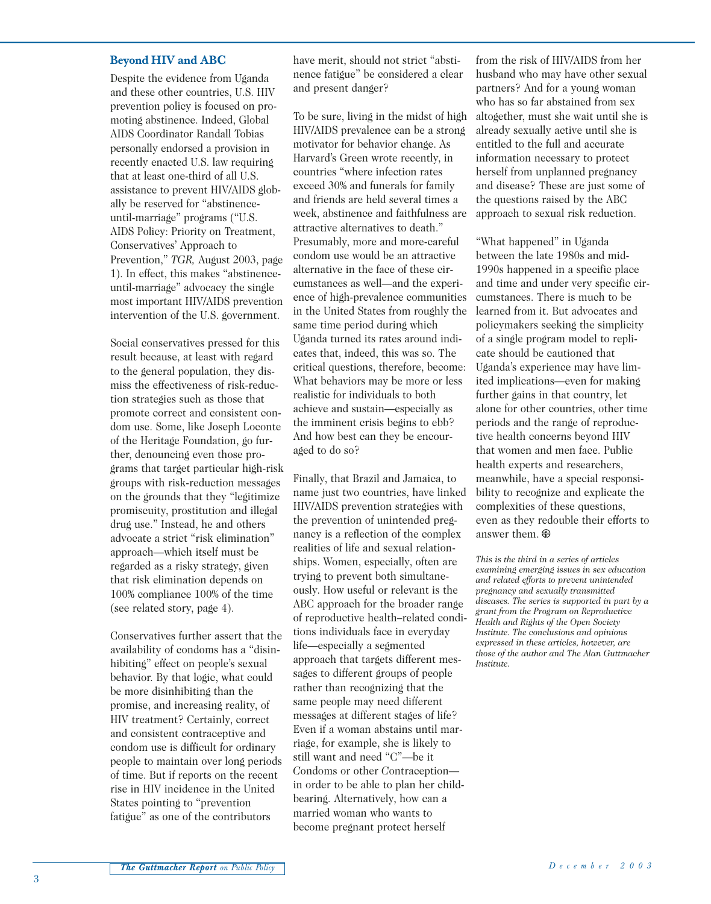### Beyond HIV and ABC

Despite the evidence from Uganda and these other countries, U.S. HIV prevention policy is focused on promoting abstinence. Indeed, Global AIDS Coordinator Randall Tobias personally endorsed a provision in recently enacted U.S. law requiring that at least one-third of all U.S. assistance to prevent HIV/AIDS globally be reserved for "abstinence-until-marriage" programs ("U.S. AIDS Policy: Priority on Treatment, Conservatives' Approach to Prevention," *TGR,* August 2003, page 1). In effect, this makes "abstinence-until-marriage" advocacy the single most important HIV/AIDS prevention intervention of the U.S. government.

Social conservatives pressed for this result because, at least with regard to the general population, they dismiss the effectiveness of risk-reduction strategies such as those that promote correct and consistent condom use. Some, like Joseph Loconte of the Heritage Foundation, go further, denouncing even those programs that target particular high-risk groups with risk-reduction messages on the grounds that they "legitimize promiscuity, prostitution and illegal drug use." Instead, he and others advocate a strict "risk elimination" approach—which itself must be regarded as a risky strategy, given that risk elimination depends on 100% compliance 100% of the time (see related story, page 4).

Conservatives further assert that the availability of condoms has a "disinhibiting" effect on people's sexual behavior. By that logic, what could be more disinhibiting than the promise, and increasing reality, of HIV treatment? Certainly, correct and consistent contraceptive and condom use is difficult for ordinary people to maintain over long periods of time. But if reports on the recent rise in HIV incidence in the United States pointing to "prevention fatigue" as one of the contributors have merit, should not strict "abstinence fatigue" be considered a clear and present danger?

To be sure, living in the midst of high HIV/AIDS prevalence can be a strong motivator for behavior change. As Harvard's Green wrote recently, in countries "where infection rates exceed 30% and funerals for family and friends are held several times a week, abstinence and faithfulness are attractive alternatives to death." Presumably, more and more-careful condom use would be an attractive alternative in the face of these circumstances as well—and the experience of high-prevalence communities in the United States from roughly the same time period during which Uganda turned its rates around indicates that, indeed, this was so. The critical questions, therefore, become: What behaviors may be more or less realistic for individuals to both achieve and sustain—especially as the imminent crisis begins to ebb? And how best can they be encouraged to do so?

Finally, that Brazil and Jamaica, to name just two countries, have linked HIV/AIDS prevention strategies with the prevention of unintended pregnancy is a reflection of the complex realities of life and sexual relationships. Women, especially, often are trying to prevent both simultaneously. How useful or relevant is the ABC approach for the broader range of reproductive health–related conditions individuals face in everyday life—especially a segmented approach that targets different messages to different groups of people rather than recognizing that the same people may need different messages at different stages of life? Even if a woman abstains until marriage, for example, she is likely to still want and need "C"—be it Condoms or other Contraception—in order to be able to plan her childbearing. Alternatively, how can a married woman who wants to become pregnant protect herself from the risk of HIV/AIDS from her husband who may have other sexual partners? And for a young woman who has so far abstained from sex altogether, must she wait until she is already sexually active until she is entitled to the full and accurate information necessary to protect herself from unplanned pregnancy and disease? These are just some of the questions raised by the ABC approach to sexual risk reduction.

"What happened" in Uganda between the late 1980s and mid-1990s happened in a specific place and time and under very specific circumstances. There is much to be learned from it. But advocates and policymakers seeking the simplicity of a single program model to replicate should be cautioned that Uganda's experience may have limited implications—even for making further gains in that country, let alone for other countries, other time periods and the range of reproductive health concerns beyond HIV that women and men face. Public health experts and researchers, meanwhile, have a special responsibility to recognize and explicate the complexities of these questions, even as they redouble their efforts to answer them.

*This is the third in a series of articles examining emerging issues in sex education and related efforts to prevent unintended pregnancy and sexually transmitted diseases. The series is supported in part by a grant from the Program on Reproductive Health and Rights of the Open Society Institute. The conclusions and opinions expressed in these articles, however, are those of the author and The Alan Guttmacher Institute.*